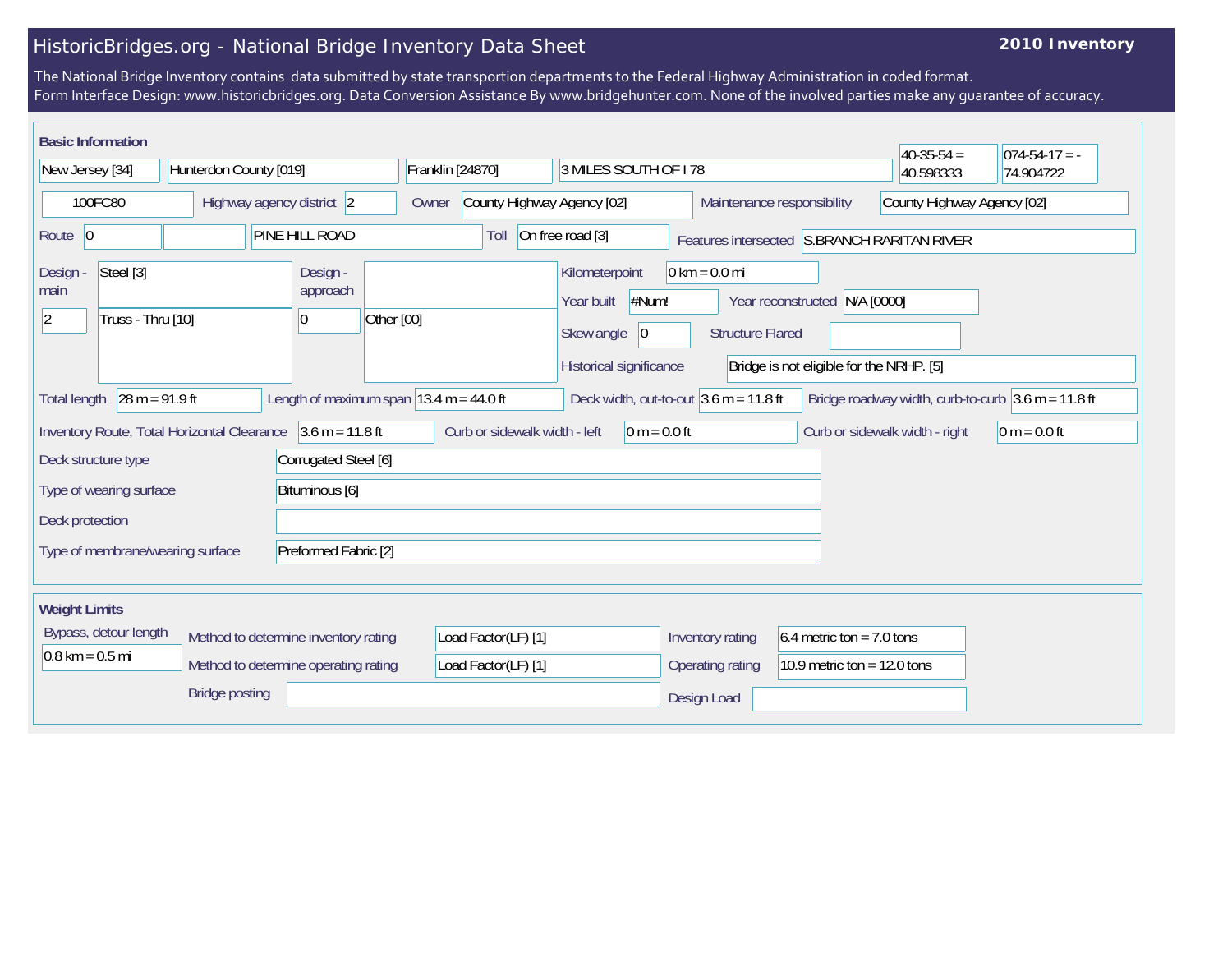# HistoricBridges.org - National Bridge Inventory Data Sheet

**2010 Inventory**

The National Bridge Inventory contains data submitted by state transportion departments to the Federal Highway Administration in coded format.
Form Interface Design: www.historicbridges.org. Data Conversion Assistance By www.bridgehunter.com. None of the involved parties make any guarantee of accuracy.

## Basic Information

| | |
|---|---|
| State | New Jersey [34] |
| County | Hunterdon County [019] |
| Place | Franklin [24870] |
| Location | 3 MILES SOUTH OF I 78 |
| Latitude | 40-35-54 = 40.598333 |
| Longitude | 074-54-17 = -74.904722 |
| Structure Number | 100FC80 |
| Highway agency district | 2 |
| Owner | County Highway Agency [02] |
| Maintenance responsibility | County Highway Agency [02] |
| Route | 0 |
| Facility carried | PINE HILL ROAD |
| Toll | On free road [3] |
| Features intersected | S.BRANCH RARITAN RIVER |
| Design - main | Steel [3] |
| Design - main (spans) | 2 |
| Design - main (type) | Truss - Thru [10] |
| Design - approach | |
| Design - approach (spans) | 0 |
| Design - approach (type) | Other [00] |
| Kilometerpoint | 0 km = 0.0 mi |
| Year built | #Num! |
| Year reconstructed | N/A [0000] |
| Skew angle | 0 |
| Structure Flared | |
| Historical significance | Bridge is not eligible for the NRHP. [5] |
| Total length | 28 m = 91.9 ft |
| Length of maximum span | 13.4 m = 44.0 ft |
| Deck width, out-to-out | 3.6 m = 11.8 ft |
| Bridge roadway width, curb-to-curb | 3.6 m = 11.8 ft |
| Inventory Route, Total Horizontal Clearance | 3.6 m = 11.8 ft |
| Curb or sidewalk width - left | 0 m = 0.0 ft |
| Curb or sidewalk width - right | 0 m = 0.0 ft |
| Deck structure type | Corrugated Steel [6] |
| Type of wearing surface | Bituminous [6] |
| Deck protection | |
| Type of membrane/wearing surface | Preformed Fabric [2] |

## Weight Limits

| | |
|---|---|
| Bypass, detour length | 0.8 km = 0.5 mi |
| Method to determine inventory rating | Load Factor(LF) [1] |
| Method to determine operating rating | Load Factor(LF) [1] |
| Inventory rating | 6.4 metric ton = 7.0 tons |
| Operating rating | 10.9 metric ton = 12.0 tons |
| Bridge posting | |
| Design Load | |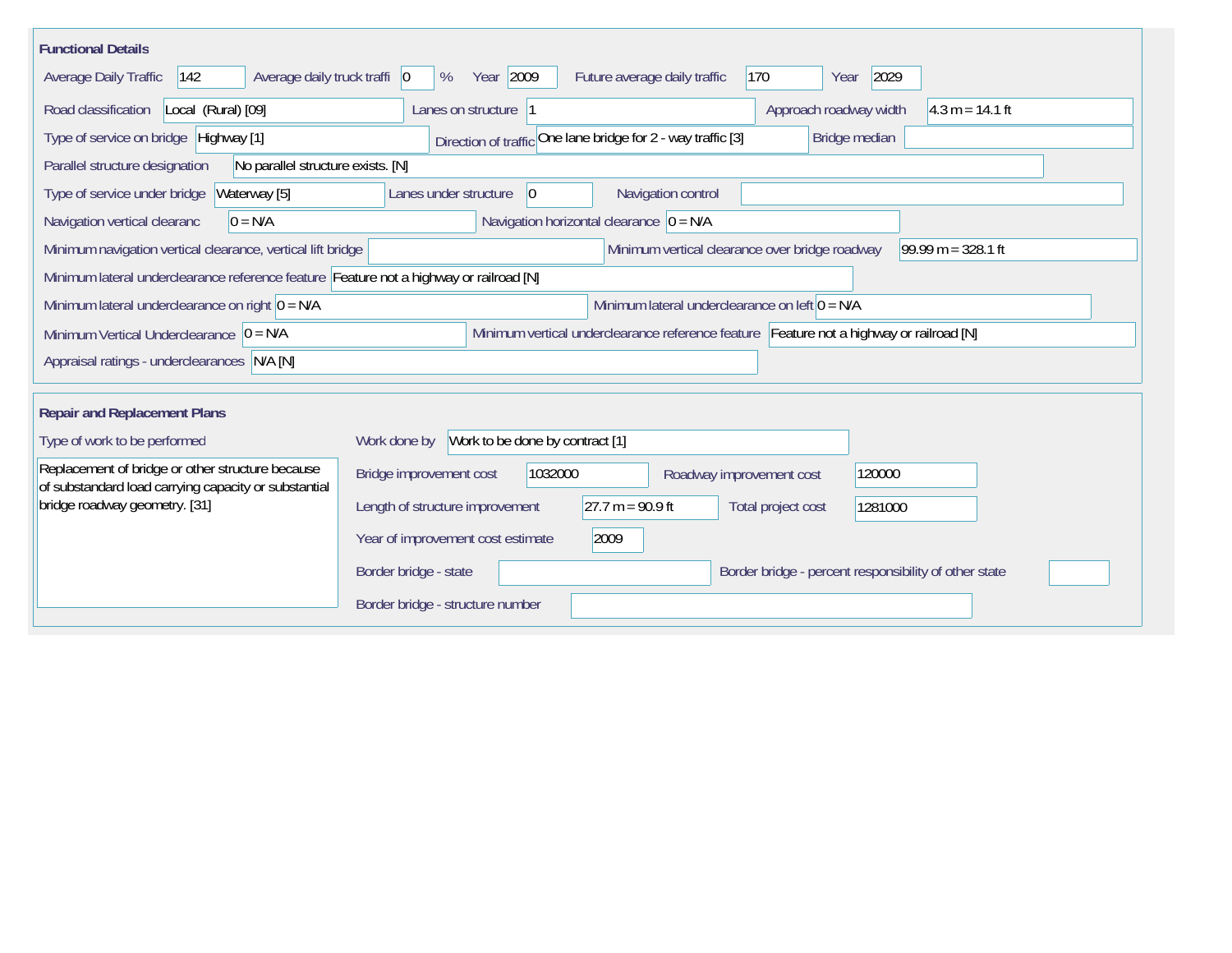## Functional Details

| Field | Value |
| --- | --- |
| Average Daily Traffic | 142 |
| Average daily truck traffi | 0 % |
| Year | 2009 |
| Future average daily traffic | 170 |
| Year | 2029 |
| Road classification | Local (Rural) [09] |
| Lanes on structure | 1 |
| Approach roadway width | 4.3 m = 14.1 ft |
| Type of service on bridge | Highway [1] |
| Direction of traffic | One lane bridge for 2 - way traffic [3] |
| Bridge median | |
| Parallel structure designation | No parallel structure exists. [N] |
| Type of service under bridge | Waterway [5] |
| Lanes under structure | 0 |
| Navigation control | |
| Navigation vertical clearanc | 0 = N/A |
| Navigation horizontal clearance | 0 = N/A |
| Minimum navigation vertical clearance, vertical lift bridge | |
| Minimum vertical clearance over bridge roadway | 99.99 m = 328.1 ft |
| Minimum lateral underclearance reference feature | Feature not a highway or railroad [N] |
| Minimum lateral underclearance on right | 0 = N/A |
| Minimum lateral underclearance on left | 0 = N/A |
| Minimum Vertical Underclearance | 0 = N/A |
| Minimum vertical underclearance reference feature | Feature not a highway or railroad [N] |
| Appraisal ratings - underclearances | N/A [N] |

## Repair and Replacement Plans

| Field | Value |
| --- | --- |
| Type of work to be performed | Replacement of bridge or other structure because of substandard load carrying capacity or substantial bridge roadway geometry. [31] |
| Work done by | Work to be done by contract [1] |
| Bridge improvement cost | 1032000 |
| Roadway improvement cost | 120000 |
| Length of structure improvement | 27.7 m = 90.9 ft |
| Total project cost | 1281000 |
| Year of improvement cost estimate | 2009 |
| Border bridge - state | |
| Border bridge - percent responsibility of other state | |
| Border bridge - structure number | |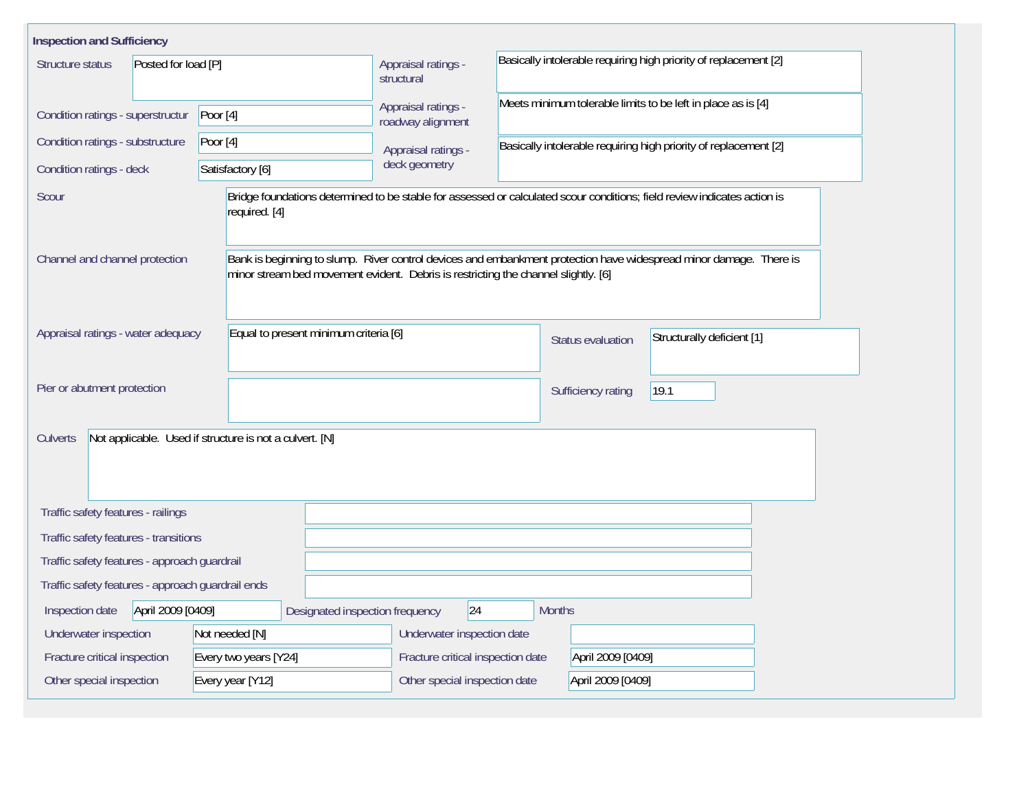## Inspection and Sufficiency

| | |
|---|---|
| Structure status | Posted for load [P] |
| Appraisal ratings - structural | Basically intolerable requiring high priority of replacement [2] |
| Condition ratings - superstructur | Poor [4] |
| Appraisal ratings - roadway alignment | Meets minimum tolerable limits to be left in place as is [4] |
| Condition ratings - substructure | Poor [4] |
| Appraisal ratings - deck geometry | Basically intolerable requiring high priority of replacement [2] |
| Condition ratings - deck | Satisfactory [6] |
| Scour | Bridge foundations determined to be stable for assessed or calculated scour conditions; field review indicates action is required. [4] |
| Channel and channel protection | Bank is beginning to slump. River control devices and embankment protection have widespread minor damage. There is minor stream bed movement evident. Debris is restricting the channel slightly. [6] |
| Appraisal ratings - water adequacy | Equal to present minimum criteria [6] |
| Status evaluation | Structurally deficient [1] |
| Pier or abutment protection | |
| Sufficiency rating | 19.1 |
| Culverts | Not applicable. Used if structure is not a culvert. [N] |
| Traffic safety features - railings | |
| Traffic safety features - transitions | |
| Traffic safety features - approach guardrail | |
| Traffic safety features - approach guardrail ends | |
| Inspection date | April 2009 [0409] |
| Designated inspection frequency | 24 Months |
| Underwater inspection | Not needed [N] |
| Underwater inspection date | |
| Fracture critical inspection | Every two years [Y24] |
| Fracture critical inspection date | April 2009 [0409] |
| Other special inspection | Every year [Y12] |
| Other special inspection date | April 2009 [0409] |